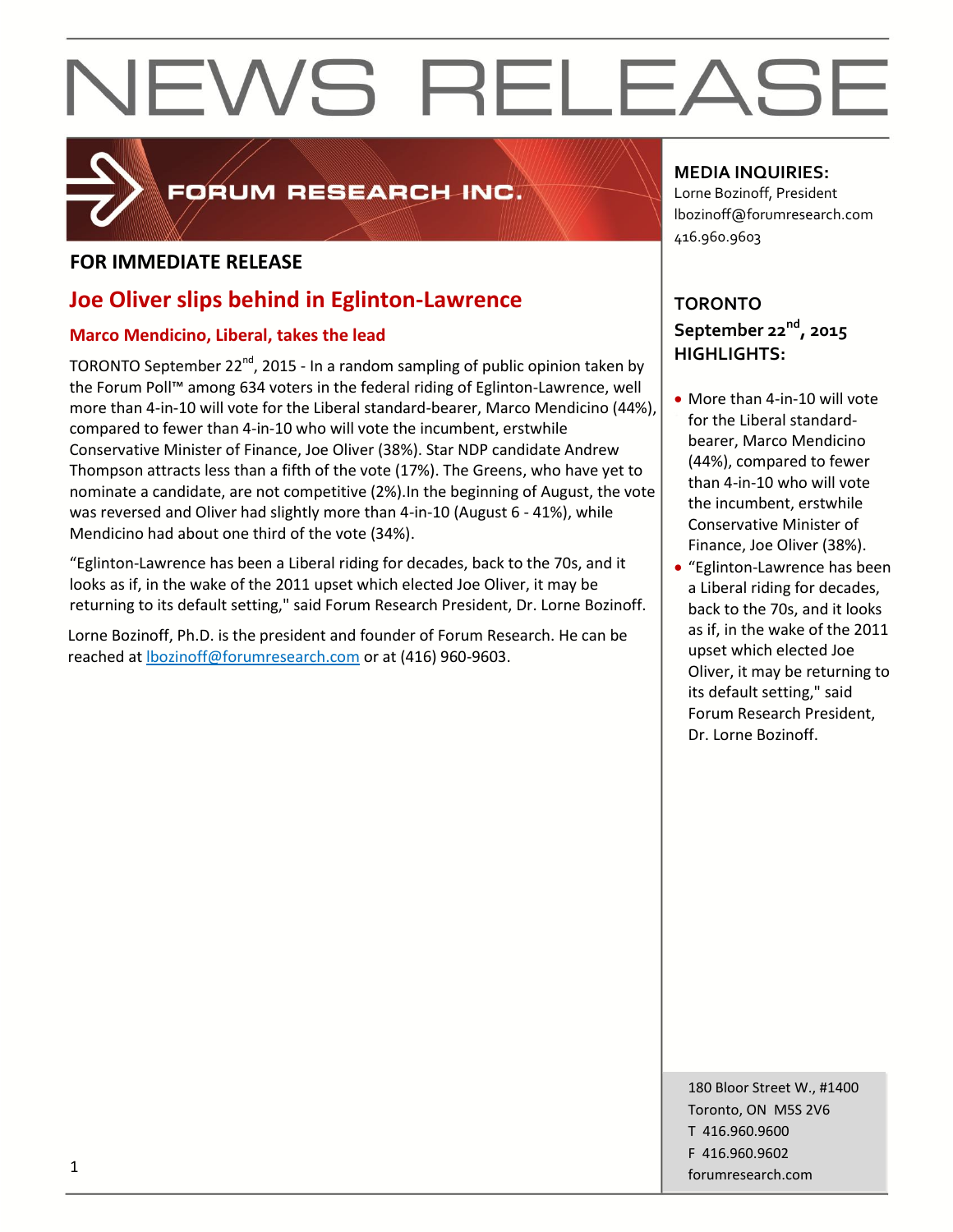# NEWS RELEASE

FORUM RESEARCH INC.

**FOR IMMEDIATE RELEASE**

## Joe Oliver slips behind in Eglinton-Lawrence

### Marco Mendicino, Liberal, takes the lead

TORONTO September 22nd, 2015 - In a random sampling of public opinion taken by the Forum Poll™ among 634 voters in the federal riding of Eglinton-Lawrence, well more than 4-in-10 will vote for the Liberal standard-bearer, Marco Mendicino (44%), compared to fewer than 4-in-10 who will vote the incumbent, erstwhile Conservative Minister of Finance, Joe Oliver (38%). Star NDP candidate Andrew Thompson attracts less than a fifth of the vote (17%). The Greens, who have yet to nominate a candidate, are not competitive (2%).In the beginning of August, the vote was reversed and Oliver had slightly more than 4-in-10 (August 6 - 41%), while Mendicino had about one third of the vote (34%).

"Eglinton-Lawrence has been a Liberal riding for decades, back to the 70s, and it looks as if, in the wake of the 2011 upset which elected Joe Oliver, it may be returning to its default setting," said Forum Research President, Dr. Lorne Bozinoff.

Lorne Bozinoff, Ph.D. is the president and founder of Forum Research. He can be reached at lbozinoff@forumresearch.com or at (416) 960-9603.

**MEDIA INQUIRIES:**
Lorne Bozinoff, President
lbozinoff@forumresearch.com
416.960.9603

**TORONTO**
**September 22nd, 2015**
**HIGHLIGHTS:**

- More than 4-in-10 will vote for the Liberal standard-bearer, Marco Mendicino (44%), compared to fewer than 4-in-10 who will vote the incumbent, erstwhile Conservative Minister of Finance, Joe Oliver (38%).
- "Eglinton-Lawrence has been a Liberal riding for decades, back to the 70s, and it looks as if, in the wake of the 2011 upset which elected Joe Oliver, it may be returning to its default setting," said Forum Research President, Dr. Lorne Bozinoff.

180 Bloor Street W., #1400
Toronto, ON M5S 2V6
T 416.960.9600
F 416.960.9602
forumresearch.com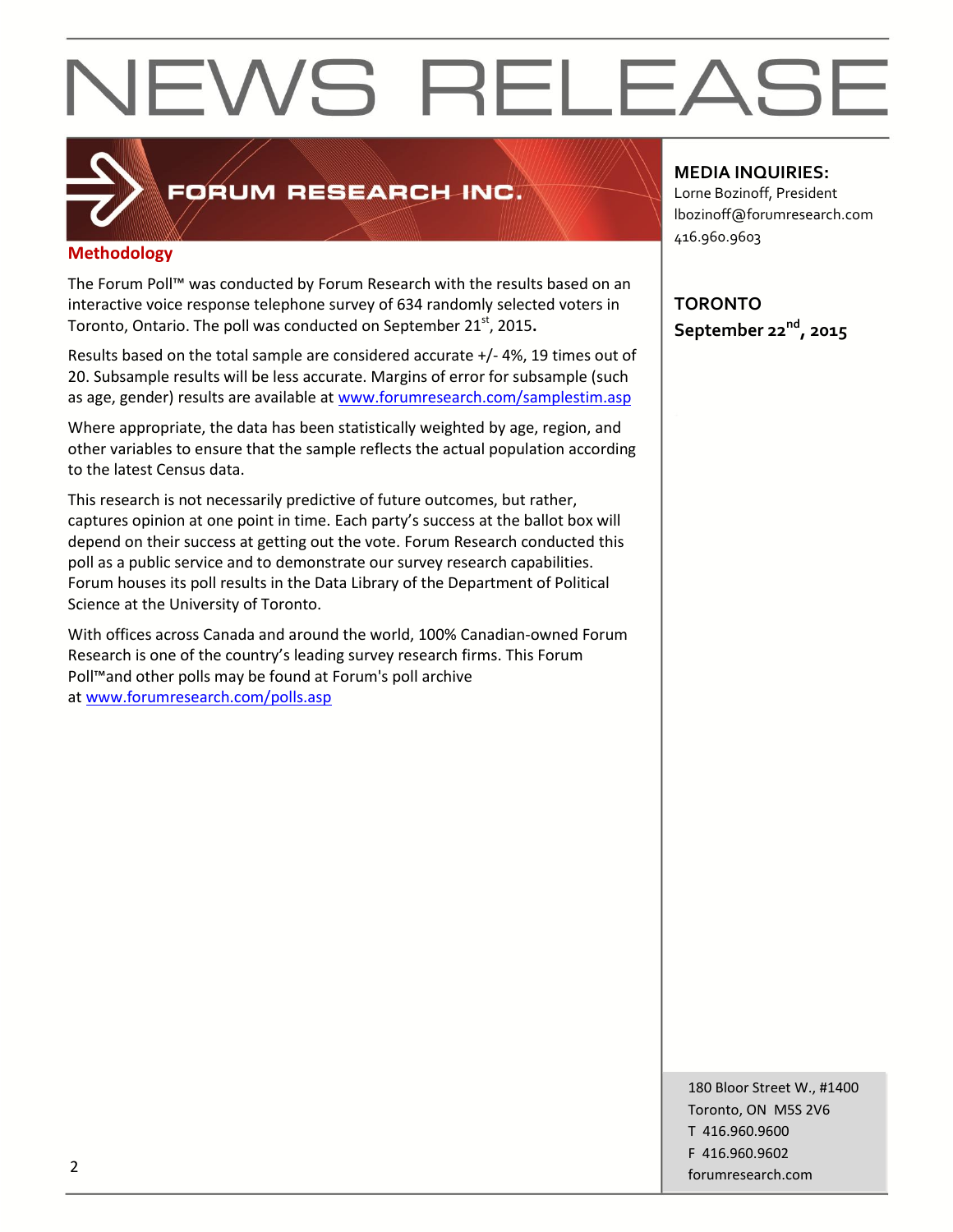# NEWS RELEASE

**FORUM RESEARCH INC.**

## Methodology

The Forum Poll™ was conducted by Forum Research with the results based on an interactive voice response telephone survey of 634 randomly selected voters in Toronto, Ontario. The poll was conducted on September 21st, 2015.

Results based on the total sample are considered accurate +/- 4%, 19 times out of 20. Subsample results will be less accurate. Margins of error for subsample (such as age, gender) results are available at www.forumresearch.com/samplestim.asp

Where appropriate, the data has been statistically weighted by age, region, and other variables to ensure that the sample reflects the actual population according to the latest Census data.

This research is not necessarily predictive of future outcomes, but rather, captures opinion at one point in time. Each party's success at the ballot box will depend on their success at getting out the vote. Forum Research conducted this poll as a public service and to demonstrate our survey research capabilities. Forum houses its poll results in the Data Library of the Department of Political Science at the University of Toronto.

With offices across Canada and around the world, 100% Canadian-owned Forum Research is one of the country's leading survey research firms. This Forum Poll™and other polls may be found at Forum's poll archive at www.forumresearch.com/polls.asp

**MEDIA INQUIRIES:**
Lorne Bozinoff, President
lbozinoff@forumresearch.com
416.960.9603

**TORONTO**
**September 22nd, 2015**

180 Bloor Street W., #1400
Toronto, ON M5S 2V6
T 416.960.9600
F 416.960.9602
forumresearch.com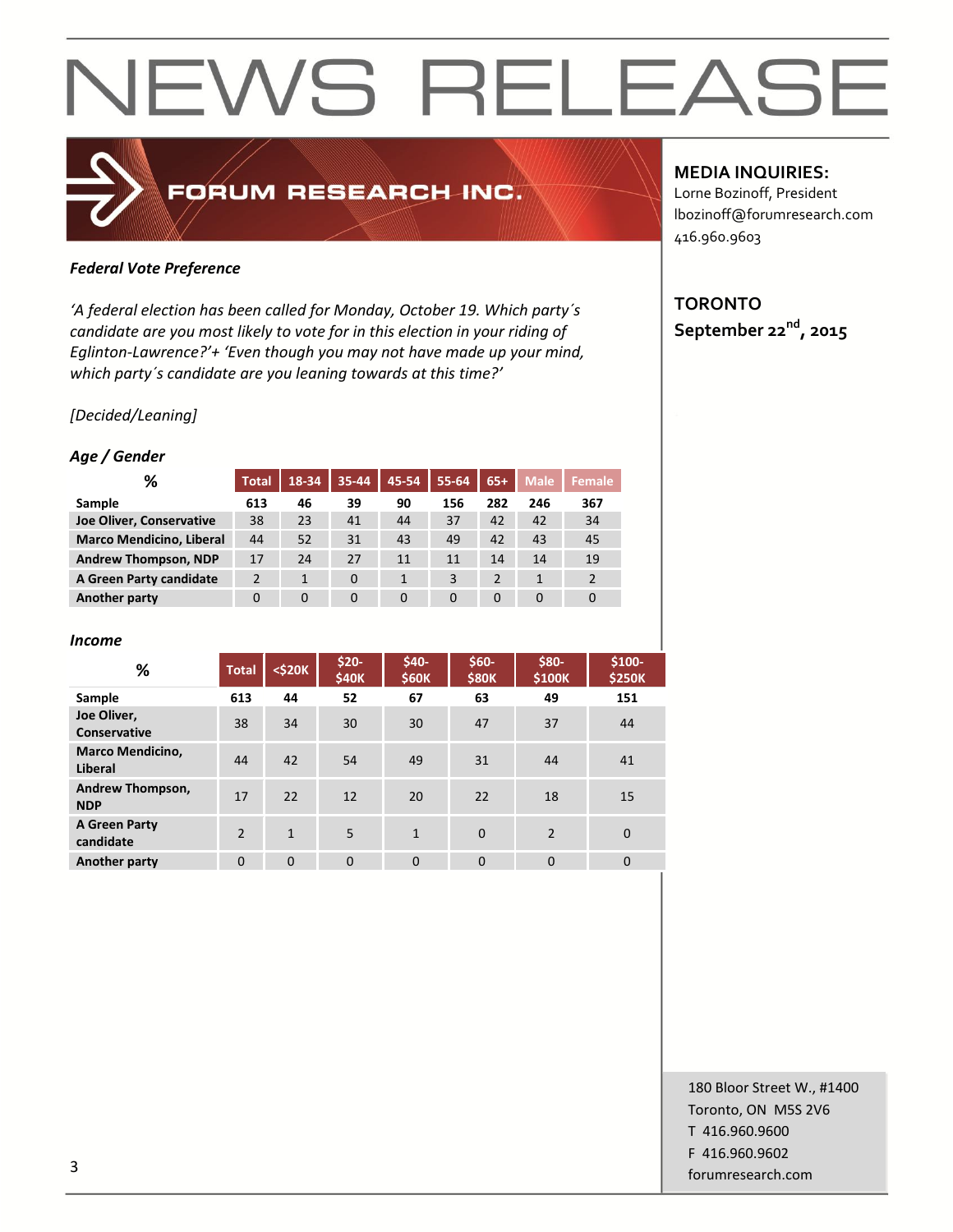# NEWS RELEASE

FORUM RESEARCH INC.

**MEDIA INQUIRIES:**
Lorne Bozinoff, President
lbozinoff@forumresearch.com
416.960.9603

**TORONTO**
**September 22nd, 2015**

***Federal Vote Preference***

*'A federal election has been called for Monday, October 19. Which party's candidate are you most likely to vote for in this election in your riding of Eglinton-Lawrence?'+ 'Even though you may not have made up your mind, which party's candidate are you leaning towards at this time?'*

*[Decided/Leaning]*

***Age / Gender***

| % | Total | 18-34 | 35-44 | 45-54 | 55-64 | 65+ | Male | Female |
|---|---|---|---|---|---|---|---|---|
| **Sample** | **613** | **46** | **39** | **90** | **156** | **282** | **246** | **367** |
| **Joe Oliver, Conservative** | 38 | 23 | 41 | 44 | 37 | 42 | 42 | 34 |
| **Marco Mendicino, Liberal** | 44 | 52 | 31 | 43 | 49 | 42 | 43 | 45 |
| **Andrew Thompson, NDP** | 17 | 24 | 27 | 11 | 11 | 14 | 14 | 19 |
| **A Green Party candidate** | 2 | 1 | 0 | 1 | 3 | 2 | 1 | 2 |
| **Another party** | 0 | 0 | 0 | 0 | 0 | 0 | 0 | 0 |

***Income***

| % | Total | <$20K | $20-$40K | $40-$60K | $60-$80K | $80-$100K | $100-$250K |
|---|---|---|---|---|---|---|---|
| **Sample** | **613** | **44** | **52** | **67** | **63** | **49** | **151** |
| **Joe Oliver, Conservative** | 38 | 34 | 30 | 30 | 47 | 37 | 44 |
| **Marco Mendicino, Liberal** | 44 | 42 | 54 | 49 | 31 | 44 | 41 |
| **Andrew Thompson, NDP** | 17 | 22 | 12 | 20 | 22 | 18 | 15 |
| **A Green Party candidate** | 2 | 1 | 5 | 1 | 0 | 2 | 0 |
| **Another party** | 0 | 0 | 0 | 0 | 0 | 0 | 0 |

180 Bloor Street W., #1400
Toronto, ON M5S 2V6
T 416.960.9600
F 416.960.9602
forumresearch.com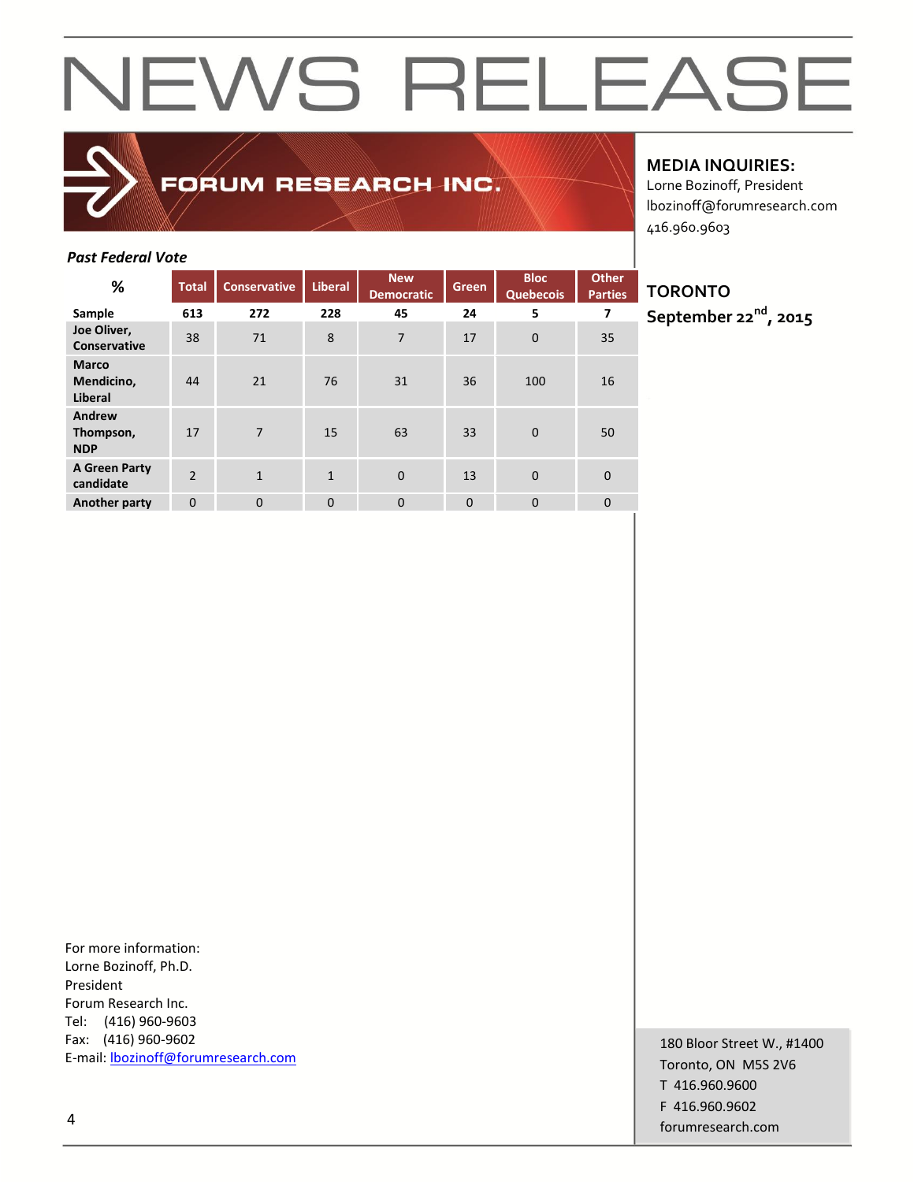# NEWS RELEASE

FORUM RESEARCH INC.

**MEDIA INQUIRIES:**
Lorne Bozinoff, President
lbozinoff@forumresearch.com
416.960.9603

**TORONTO**
**September 22nd, 2015**

***Past Federal Vote***

| % | Total | Conservative | Liberal | New Democratic | Green | Bloc Quebecois | Other Parties |
|---|---|---|---|---|---|---|---|
| **Sample** | **613** | **272** | **228** | **45** | **24** | **5** | **7** |
| **Joe Oliver, Conservative** | 38 | 71 | 8 | 7 | 17 | 0 | 35 |
| **Marco Mendicino, Liberal** | 44 | 21 | 76 | 31 | 36 | 100 | 16 |
| **Andrew Thompson, NDP** | 17 | 7 | 15 | 63 | 33 | 0 | 50 |
| **A Green Party candidate** | 2 | 1 | 1 | 0 | 13 | 0 | 0 |
| **Another party** | 0 | 0 | 0 | 0 | 0 | 0 | 0 |

For more information:
Lorne Bozinoff, Ph.D.
President
Forum Research Inc.
Tel: (416) 960-9603
Fax: (416) 960-9602
E-mail: lbozinoff@forumresearch.com

180 Bloor Street W., #1400
Toronto, ON M5S 2V6
T 416.960.9600
F 416.960.9602
forumresearch.com